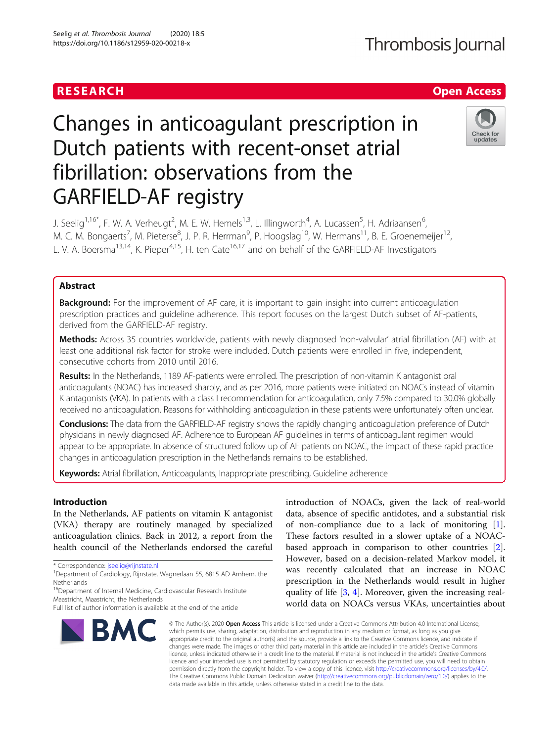RESEARCH Open Access

# Changes in anticoagulant prescription in Dutch patients with recent-onset atrial fibrillation: observations from the GARFIELD-AF registry

J. Seelig[1,16*], F. W. A. Verheugt[2], M. E. W. Hemels[1,3], L. Illingworth[4], A. Lucassen[5], H. Adriaansen[6], M. C. M. Bongaerts[7], M. Pieterse[8], J. P. R. Herrman[9], P. Hoogslag[10], W. Hermans[11], B. E. Groenemeijer[12], L. V. A. Boersma[13,14], K. Pieper[4,15], H. ten Cate[16,17] and on behalf of the GARFIELD-AF Investigators

## Abstract

**Background:** For the improvement of AF care, it is important to gain insight into current anticoagulation prescription practices and guideline adherence. This report focuses on the largest Dutch subset of AF-patients, derived from the GARFIELD-AF registry.

**Methods:** Across 35 countries worldwide, patients with newly diagnosed 'non-valvular' atrial fibrillation (AF) with at least one additional risk factor for stroke were included. Dutch patients were enrolled in five, independent, consecutive cohorts from 2010 until 2016.

**Results:** In the Netherlands, 1189 AF-patients were enrolled. The prescription of non-vitamin K antagonist oral anticoagulants (NOAC) has increased sharply, and as per 2016, more patients were initiated on NOACs instead of vitamin K antagonists (VKA). In patients with a class I recommendation for anticoagulation, only 7.5% compared to 30.0% globally received no anticoagulation. Reasons for withholding anticoagulation in these patients were unfortunately often unclear.

**Conclusions:** The data from the GARFIELD-AF registry shows the rapidly changing anticoagulation preference of Dutch physicians in newly diagnosed AF. Adherence to European AF guidelines in terms of anticoagulant regimen would appear to be appropriate. In absence of structured follow up of AF patients on NOAC, the impact of these rapid practice changes in anticoagulation prescription in the Netherlands remains to be established.

**Keywords:** Atrial fibrillation, Anticoagulants, Inappropriate prescribing, Guideline adherence

## Introduction

In the Netherlands, AF patients on vitamin K antagonist (VKA) therapy are routinely managed by specialized anticoagulation clinics. Back in 2012, a report from the health council of the Netherlands endorsed the careful introduction of NOACs, given the lack of real-world data, absence of specific antidotes, and a substantial risk of non-compliance due to a lack of monitoring [1]. These factors resulted in a slower uptake of a NOAC-based approach in comparison to other countries [2]. However, based on a decision-related Markov model, it was recently calculated that an increase in NOAC prescription in the Netherlands would result in higher quality of life [3, 4]. Moreover, given the increasing real-world data on NOACs versus VKAs, uncertainties about

\* Correspondence: jseelig@rijnstate.nl
[1]Department of Cardiology, Rijnstate, Wagnerlaan 55, 6815 AD Arnhem, the Netherlands
[16]Department of Internal Medicine, Cardiovascular Research Institute Maastricht, Maastricht, the Netherlands
Full list of author information is available at the end of the article

© The Author(s). 2020 **Open Access** This article is licensed under a Creative Commons Attribution 4.0 International License, which permits use, sharing, adaptation, distribution and reproduction in any medium or format, as long as you give appropriate credit to the original author(s) and the source, provide a link to the Creative Commons licence, and indicate if changes were made. The images or other third party material in this article are included in the article's Creative Commons licence, unless indicated otherwise in a credit line to the material. If material is not included in the article's Creative Commons licence and your intended use is not permitted by statutory regulation or exceeds the permitted use, you will need to obtain permission directly from the copyright holder. To view a copy of this licence, visit http://creativecommons.org/licenses/by/4.0/. The Creative Commons Public Domain Dedication waiver (http://creativecommons.org/publicdomain/zero/1.0/) applies to the data made available in this article, unless otherwise stated in a credit line to the data.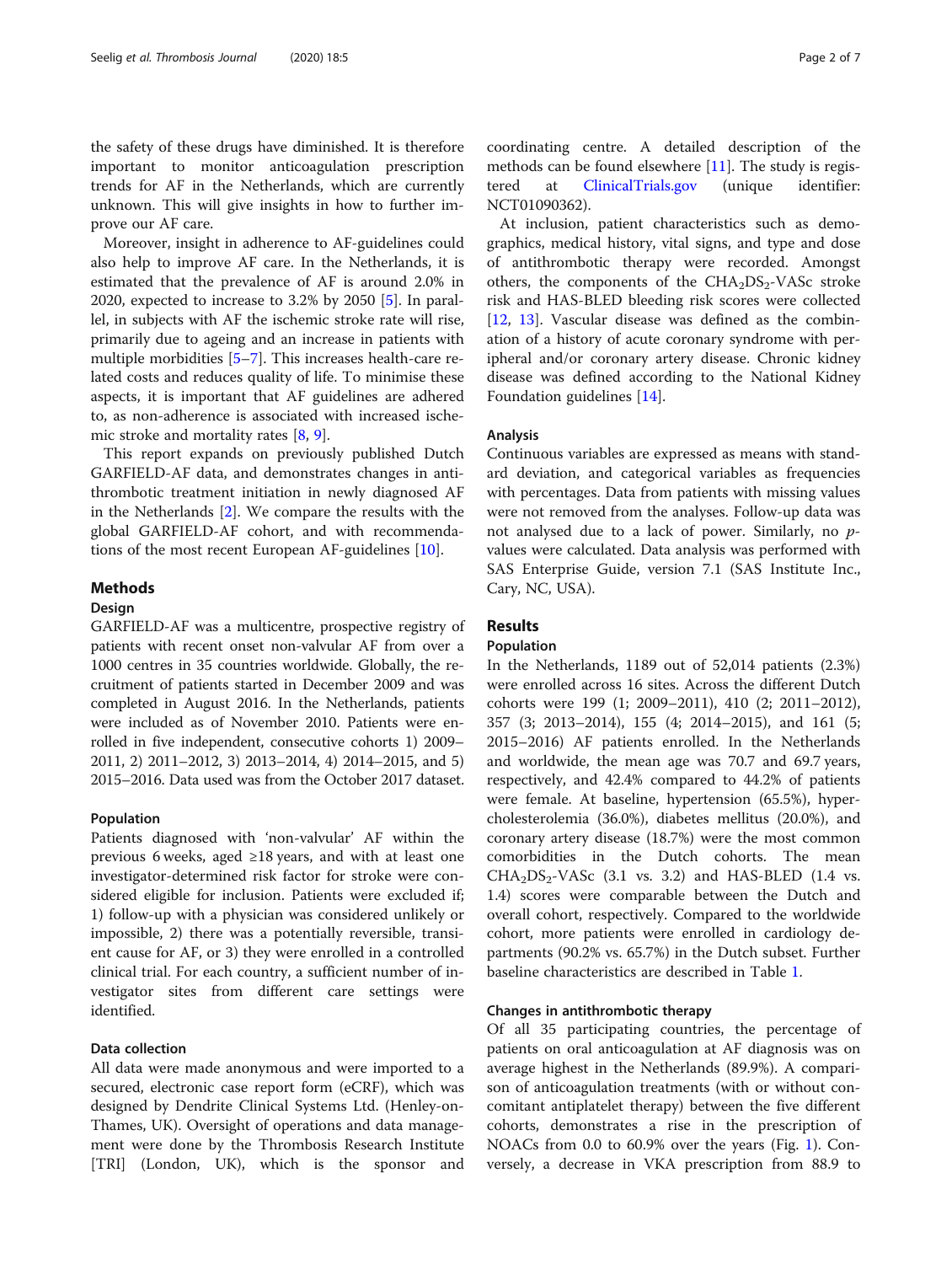the safety of these drugs have diminished. It is therefore important to monitor anticoagulation prescription trends for AF in the Netherlands, which are currently unknown. This will give insights in how to further improve our AF care.

Moreover, insight in adherence to AF-guidelines could also help to improve AF care. In the Netherlands, it is estimated that the prevalence of AF is around 2.0% in 2020, expected to increase to 3.2% by 2050 [5]. In parallel, in subjects with AF the ischemic stroke rate will rise, primarily due to ageing and an increase in patients with multiple morbidities [5–7]. This increases health-care related costs and reduces quality of life. To minimise these aspects, it is important that AF guidelines are adhered to, as non-adherence is associated with increased ischemic stroke and mortality rates [8, 9].

This report expands on previously published Dutch GARFIELD-AF data, and demonstrates changes in antithrombotic treatment initiation in newly diagnosed AF in the Netherlands [2]. We compare the results with the global GARFIELD-AF cohort, and with recommendations of the most recent European AF-guidelines [10].

## Methods

### Design

GARFIELD-AF was a multicentre, prospective registry of patients with recent onset non-valvular AF from over a 1000 centres in 35 countries worldwide. Globally, the recruitment of patients started in December 2009 and was completed in August 2016. In the Netherlands, patients were included as of November 2010. Patients were enrolled in five independent, consecutive cohorts 1) 2009–2011, 2) 2011–2012, 3) 2013–2014, 4) 2014–2015, and 5) 2015–2016. Data used was from the October 2017 dataset.

### Population

Patients diagnosed with 'non-valvular' AF within the previous 6 weeks, aged ≥18 years, and with at least one investigator-determined risk factor for stroke were considered eligible for inclusion. Patients were excluded if; 1) follow-up with a physician was considered unlikely or impossible, 2) there was a potentially reversible, transient cause for AF, or 3) they were enrolled in a controlled clinical trial. For each country, a sufficient number of investigator sites from different care settings were identified.

### Data collection

All data were made anonymous and were imported to a secured, electronic case report form (eCRF), which was designed by Dendrite Clinical Systems Ltd. (Henley-on-Thames, UK). Oversight of operations and data management were done by the Thrombosis Research Institute [TRI] (London, UK), which is the sponsor and coordinating centre. A detailed description of the methods can be found elsewhere [11]. The study is registered at ClinicalTrials.gov (unique identifier: NCT01090362).

At inclusion, patient characteristics such as demographics, medical history, vital signs, and type and dose of antithrombotic therapy were recorded. Amongst others, the components of the $CHA_2DS_2$-VASc stroke risk and HAS-BLED bleeding risk scores were collected [12, 13]. Vascular disease was defined as the combination of a history of acute coronary syndrome with peripheral and/or coronary artery disease. Chronic kidney disease was defined according to the National Kidney Foundation guidelines [14].

### Analysis

Continuous variables are expressed as means with standard deviation, and categorical variables as frequencies with percentages. Data from patients with missing values were not removed from the analyses. Follow-up data was not analysed due to a lack of power. Similarly, no *p*-values were calculated. Data analysis was performed with SAS Enterprise Guide, version 7.1 (SAS Institute Inc., Cary, NC, USA).

## Results

### Population

In the Netherlands, 1189 out of 52,014 patients (2.3%) were enrolled across 16 sites. Across the different Dutch cohorts were 199 (1; 2009–2011), 410 (2; 2011–2012), 357 (3; 2013–2014), 155 (4; 2014–2015), and 161 (5; 2015–2016) AF patients enrolled. In the Netherlands and worldwide, the mean age was 70.7 and 69.7 years, respectively, and 42.4% compared to 44.2% of patients were female. At baseline, hypertension (65.5%), hypercholesterolemia (36.0%), diabetes mellitus (20.0%), and coronary artery disease (18.7%) were the most common comorbidities in the Dutch cohorts. The mean $CHA_2DS_2$-VASc (3.1 vs. 3.2) and HAS-BLED (1.4 vs. 1.4) scores were comparable between the Dutch and overall cohort, respectively. Compared to the worldwide cohort, more patients were enrolled in cardiology departments (90.2% vs. 65.7%) in the Dutch subset. Further baseline characteristics are described in Table 1.

### Changes in antithrombotic therapy

Of all 35 participating countries, the percentage of patients on oral anticoagulation at AF diagnosis was on average highest in the Netherlands (89.9%). A comparison of anticoagulation treatments (with or without concomitant antiplatelet therapy) between the five different cohorts, demonstrates a rise in the prescription of NOACs from 0.0 to 60.9% over the years (Fig. 1). Conversely, a decrease in VKA prescription from 88.9 to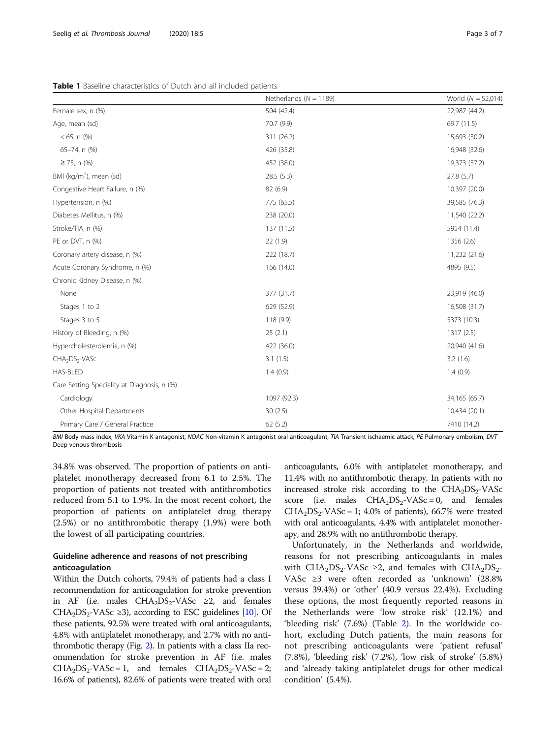**Table 1** Baseline characteristics of Dutch and all included patients

| | Netherlands (*N* = 1189) | World (*N* = 52,014) |
|---|---|---|
| Female sex, n (%) | 504 (42.4) | 22,987 (44.2) |
| Age, mean (sd) | 70.7 (9.9) | 69.7 (11.5) |
| < 65, n (%) | 311 (26.2) | 15,693 (30.2) |
| 65–74, n (%) | 426 (35.8) | 16,948 (32.6) |
| ≥ 75, n (%) | 452 (38.0) | 19,373 (37.2) |
| BMI (kg/m$^2$), mean (sd) | 28.5 (5.3) | 27.8 (5.7) |
| Congestive Heart Failure, n (%) | 82 (6.9) | 10,397 (20.0) |
| Hypertension, n (%) | 775 (65.5) | 39,585 (76.3) |
| Diabetes Mellitus, n (%) | 238 (20.0) | 11,540 (22.2) |
| Stroke/TIA, n (%) | 137 (11.5) | 5954 (11.4) |
| PE or DVT, n (%) | 22 (1.9) | 1356 (2.6) |
| Coronary artery disease, n (%) | 222 (18.7) | 11,232 (21.6) |
| Acute Coronary Syndrome, n (%) | 166 (14.0) | 4895 (9.5) |
| Chronic Kidney Disease, n (%) | | |
| None | 377 (31.7) | 23,919 (46.0) |
| Stages 1 to 2 | 629 (52.9) | 16,508 (31.7) |
| Stages 3 to 5 | 118 (9.9) | 5373 (10.3) |
| History of Bleeding, n (%) | 25 (2.1) | 1317 (2.5) |
| Hypercholesterolemia, n (%) | 422 (36.0) | 20,940 (41.6) |
| $CHA_2DS_2$-VASc | 3.1 (1.5) | 3.2 (1.6) |
| HAS-BLED | 1.4 (0.9) | 1.4 (0.9) |
| Care Setting Speciality at Diagnosis, n (%) | | |
| Cardiology | 1097 (92.3) | 34,165 (65.7) |
| Other Hospital Departments | 30 (2.5) | 10,434 (20.1) |
| Primary Care / General Practice | 62 (5.2) | 7410 (14.2) |

*BMI* Body mass index, *VKA* Vitamin K antagonist, *NOAC* Non-vitamin K antagonist oral anticoagulant, *TIA* Transient ischaemic attack, *PE* Pulmonary embolism, *DVT* Deep venous thrombosis

34.8% was observed. The proportion of patients on antiplatelet monotherapy decreased from 6.1 to 2.5%. The proportion of patients not treated with antithrombotics reduced from 5.1 to 1.9%. In the most recent cohort, the proportion of patients on antiplatelet drug therapy (2.5%) or no antithrombotic therapy (1.9%) were both the lowest of all participating countries.

## Guideline adherence and reasons of not prescribing anticoagulation

Within the Dutch cohorts, 79.4% of patients had a class I recommendation for anticoagulation for stroke prevention in AF (i.e. males $CHA_2DS_2$-VASc ≥2, and females $CHA_2DS_2$-VASc ≥3), according to ESC guidelines [10]. Of these patients, 92.5% were treated with oral anticoagulants, 4.8% with antiplatelet monotherapy, and 2.7% with no antithrombotic therapy (Fig. 2). In patients with a class IIa recommendation for stroke prevention in AF (i.e. males $CHA_2DS_2$-VASc = 1, and females $CHA_2DS_2$-VASc = 2; 16.6% of patients), 82.6% of patients were treated with oral anticoagulants, 6.0% with antiplatelet monotherapy, and 11.4% with no antithrombotic therapy. In patients with no increased stroke risk according to the $CHA_2DS_2$-VASc score (i.e. males $CHA_2DS_2$-VASc = 0, and females $CHA_2DS_2$-VASc = 1; 4.0% of patients), 66.7% were treated with oral anticoagulants, 4.4% with antiplatelet monotherapy, and 28.9% with no antithrombotic therapy.

Unfortunately, in the Netherlands and worldwide, reasons for not prescribing anticoagulants in males with $CHA_2DS_2$-VASc ≥2, and females with $CHA_2DS_2$-VASc ≥3 were often recorded as 'unknown' (28.8% versus 39.4%) or 'other' (40.9 versus 22.4%). Excluding these options, the most frequently reported reasons in the Netherlands were 'low stroke risk' (12.1%) and 'bleeding risk' (7.6%) (Table 2). In the worldwide cohort, excluding Dutch patients, the main reasons for not prescribing anticoagulants were 'patient refusal' (7.8%), 'bleeding risk' (7.2%), 'low risk of stroke' (5.8%) and 'already taking antiplatelet drugs for other medical condition' (5.4%).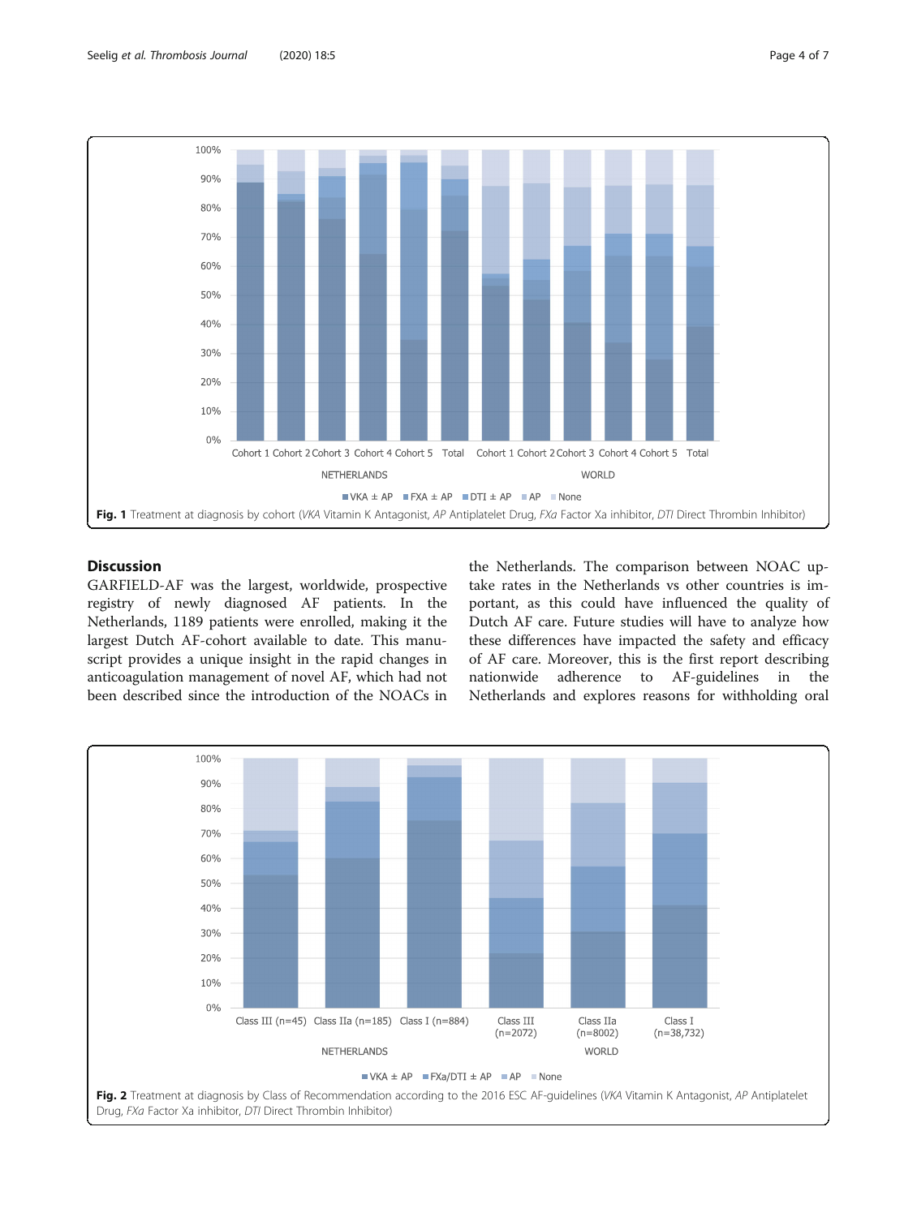Fig. 1 Treatment at diagnosis by cohort (*VKA* Vitamin K Antagonist, *AP* Antiplatelet Drug, *FXa* Factor Xa inhibitor, *DTI* Direct Thrombin Inhibitor)

## Discussion

GARFIELD-AF was the largest, worldwide, prospective registry of newly diagnosed AF patients. In the Netherlands, 1189 patients were enrolled, making it the largest Dutch AF-cohort available to date. This manuscript provides a unique insight in the rapid changes in anticoagulation management of novel AF, which had not been described since the introduction of the NOACs in the Netherlands. The comparison between NOAC uptake rates in the Netherlands vs other countries is important, as this could have influenced the quality of Dutch AF care. Future studies will have to analyze how these differences have impacted the safety and efficacy of AF care. Moreover, this is the first report describing nationwide adherence to AF-guidelines in the Netherlands and explores reasons for withholding oral

Fig. 2 Treatment at diagnosis by Class of Recommendation according to the 2016 ESC AF-guidelines (*VKA* Vitamin K Antagonist, *AP* Antiplatelet Drug, *FXa* Factor Xa inhibitor, *DTI* Direct Thrombin Inhibitor)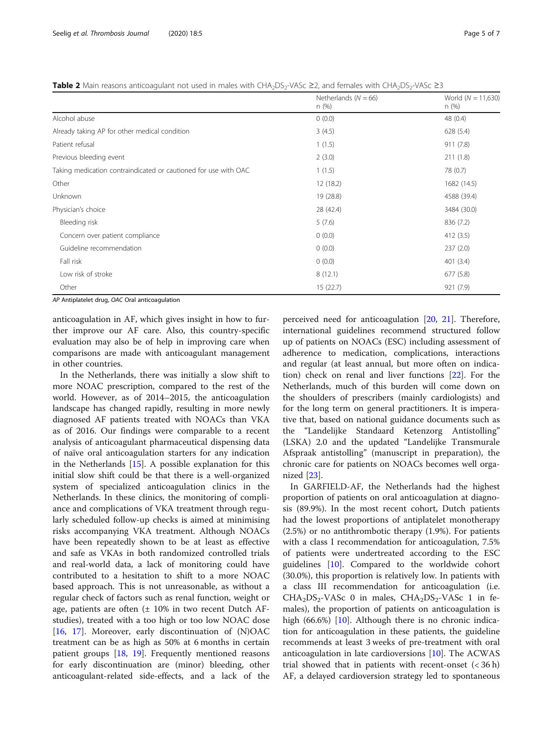**Table 2** Main reasons anticoagulant not used in males with $CHA_2DS_2$-VASc ≥2, and females with $CHA_2DS_2$-VASc ≥3

| | Netherlands (N = 66) n (%) | World (N = 11,630) n (%) |
|---|---|---|
| Alcohol abuse | 0 (0.0) | 48 (0.4) |
| Already taking AP for other medical condition | 3 (4.5) | 628 (5.4) |
| Patient refusal | 1 (1.5) | 911 (7.8) |
| Previous bleeding event | 2 (3.0) | 211 (1.8) |
| Taking medication contraindicated or cautioned for use with OAC | 1 (1.5) | 78 (0.7) |
| Other | 12 (18.2) | 1682 (14.5) |
| Unknown | 19 (28.8) | 4588 (39.4) |
| Physician's choice | 28 (42.4) | 3484 (30.0) |
| Bleeding risk | 5 (7.6) | 836 (7.2) |
| Concern over patient compliance | 0 (0.0) | 412 (3.5) |
| Guideline recommendation | 0 (0.0) | 237 (2.0) |
| Fall risk | 0 (0.0) | 401 (3.4) |
| Low risk of stroke | 8 (12.1) | 677 (5.8) |
| Other | 15 (22.7) | 921 (7.9) |

*AP* Antiplatelet drug, *OAC* Oral anticoagulation

anticoagulation in AF, which gives insight in how to further improve our AF care. Also, this country-specific evaluation may also be of help in improving care when comparisons are made with anticoagulant management in other countries.

In the Netherlands, there was initially a slow shift to more NOAC prescription, compared to the rest of the world. However, as of 2014–2015, the anticoagulation landscape has changed rapidly, resulting in more newly diagnosed AF patients treated with NOACs than VKA as of 2016. Our findings were comparable to a recent analysis of anticoagulant pharmaceutical dispensing data of naïve oral anticoagulation starters for any indication in the Netherlands [15]. A possible explanation for this initial slow shift could be that there is a well-organized system of specialized anticoagulation clinics in the Netherlands. In these clinics, the monitoring of compliance and complications of VKA treatment through regularly scheduled follow-up checks is aimed at minimising risks accompanying VKA treatment. Although NOACs have been repeatedly shown to be at least as effective and safe as VKAs in both randomized controlled trials and real-world data, a lack of monitoring could have contributed to a hesitation to shift to a more NOAC based approach. This is not unreasonable, as without a regular check of factors such as renal function, weight or age, patients are often (± 10% in two recent Dutch AF-studies), treated with a too high or too low NOAC dose [16, 17]. Moreover, early discontinuation of (N)OAC treatment can be as high as 50% at 6 months in certain patient groups [18, 19]. Frequently mentioned reasons for early discontinuation are (minor) bleeding, other anticoagulant-related side-effects, and a lack of the perceived need for anticoagulation [20, 21]. Therefore, international guidelines recommend structured follow up of patients on NOACs (ESC) including assessment of adherence to medication, complications, interactions and regular (at least annual, but more often on indication) check on renal and liver functions [22]. For the Netherlands, much of this burden will come down on the shoulders of prescribers (mainly cardiologists) and for the long term on general practitioners. It is imperative that, based on national guidance documents such as the "Landelijke Standaard Ketenzorg Antistolling" (LSKA) 2.0 and the updated "Landelijke Transmurale Afspraak antistolling" (manuscript in preparation), the chronic care for patients on NOACs becomes well organized [23].

In GARFIELD-AF, the Netherlands had the highest proportion of patients on oral anticoagulation at diagnosis (89.9%). In the most recent cohort, Dutch patients had the lowest proportions of antiplatelet monotherapy (2.5%) or no antithrombotic therapy (1.9%). For patients with a class I recommendation for anticoagulation, 7.5% of patients were undertreated according to the ESC guidelines [10]. Compared to the worldwide cohort (30.0%), this proportion is relatively low. In patients with a class III recommendation for anticoagulation (i.e. $CHA_2DS_2$-VASc 0 in males, $CHA_2DS_2$-VASc 1 in females), the proportion of patients on anticoagulation is high (66.6%) [10]. Although there is no chronic indication for anticoagulation in these patients, the guideline recommends at least 3 weeks of pre-treatment with oral anticoagulation in late cardioversions [10]. The ACWAS trial showed that in patients with recent-onset (< 36 h) AF, a delayed cardioversion strategy led to spontaneous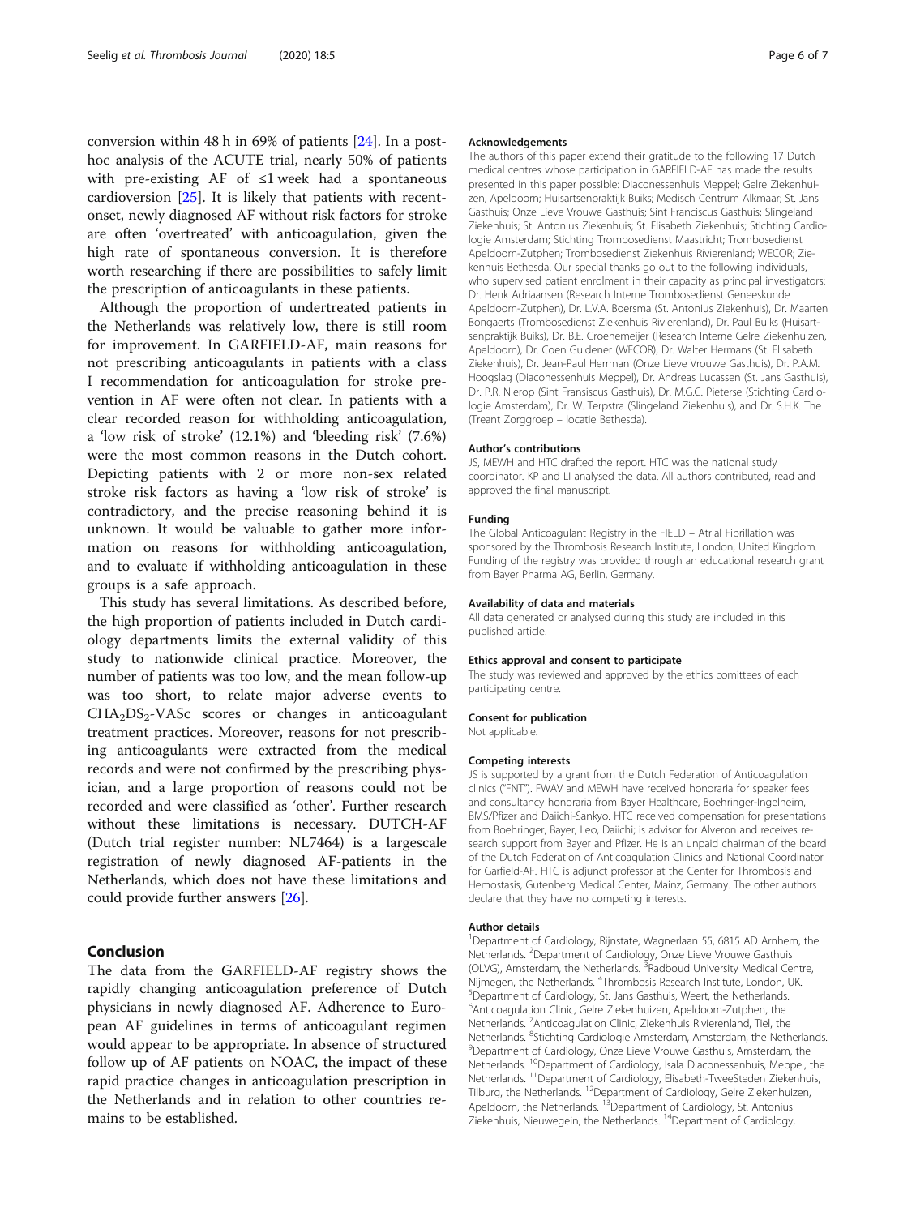conversion within 48 h in 69% of patients [24]. In a post-hoc analysis of the ACUTE trial, nearly 50% of patients with pre-existing AF of ≤1 week had a spontaneous cardioversion [25]. It is likely that patients with recent-onset, newly diagnosed AF without risk factors for stroke are often 'overtreated' with anticoagulation, given the high rate of spontaneous conversion. It is therefore worth researching if there are possibilities to safely limit the prescription of anticoagulants in these patients.

Although the proportion of undertreated patients in the Netherlands was relatively low, there is still room for improvement. In GARFIELD-AF, main reasons for not prescribing anticoagulants in patients with a class I recommendation for anticoagulation for stroke prevention in AF were often not clear. In patients with a clear recorded reason for withholding anticoagulation, a 'low risk of stroke' (12.1%) and 'bleeding risk' (7.6%) were the most common reasons in the Dutch cohort. Depicting patients with 2 or more non-sex related stroke risk factors as having a 'low risk of stroke' is contradictory, and the precise reasoning behind it is unknown. It would be valuable to gather more information on reasons for withholding anticoagulation, and to evaluate if withholding anticoagulation in these groups is a safe approach.

This study has several limitations. As described before, the high proportion of patients included in Dutch cardiology departments limits the external validity of this study to nationwide clinical practice. Moreover, the number of patients was too low, and the mean follow-up was too short, to relate major adverse events to $CHA_2DS_2$-VASc scores or changes in anticoagulant treatment practices. Moreover, reasons for not prescribing anticoagulants were extracted from the medical records and were not confirmed by the prescribing physician, and a large proportion of reasons could not be recorded and were classified as 'other'. Further research without these limitations is necessary. DUTCH-AF (Dutch trial register number: NL7464) is a largescale registration of newly diagnosed AF-patients in the Netherlands, which does not have these limitations and could provide further answers [26].

## Conclusion

The data from the GARFIELD-AF registry shows the rapidly changing anticoagulation preference of Dutch physicians in newly diagnosed AF. Adherence to European AF guidelines in terms of anticoagulant regimen would appear to be appropriate. In absence of structured follow up of AF patients on NOAC, the impact of these rapid practice changes in anticoagulation prescription in the Netherlands and in relation to other countries remains to be established.

#### Acknowledgements

The authors of this paper extend their gratitude to the following 17 Dutch medical centres whose participation in GARFIELD-AF has made the results presented in this paper possible: Diaconessenhuis Meppel; Gelre Ziekenhuizen, Apeldoorn; Huisartsenpraktijk Buiks; Medisch Centrum Alkmaar; St. Jans Gasthuis; Onze Lieve Vrouwe Gasthuis; Sint Franciscus Gasthuis; Slingeland Ziekenhuis; St. Antonius Ziekenhuis; St. Elisabeth Ziekenhuis; Stichting Cardiologie Amsterdam; Stichting Trombosedienst Maastricht; Trombosedienst Apeldoorn-Zutphen; Trombosedienst Ziekenhuis Rivierenland; WECOR; Ziekenhuis Bethesda. Our special thanks go out to the following individuals, who supervised patient enrolment in their capacity as principal investigators: Dr. Henk Adriaansen (Research Interne Trombosedienst Geneeskunde Apeldoorn-Zutphen), Dr. L.V.A. Boersma (St. Antonius Ziekenhuis), Dr. Maarten Bongaerts (Trombosedienst Ziekenhuis Rivierenland), Dr. Paul Buiks (Huisartsenpraktijk Buiks), Dr. B.E. Groenemeijer (Research Interne Gelre Ziekenhuizen, Apeldoorn), Dr. Coen Guldener (WECOR), Dr. Walter Hermans (St. Elisabeth Ziekenhuis), Dr. Jean-Paul Herrman (Onze Lieve Vrouwe Gasthuis), Dr. P.A.M. Hoogslag (Diaconessenhuis Meppel), Dr. Andreas Lucassen (St. Jans Gasthuis), Dr. P.R. Nierop (Sint Fransiscus Gasthuis), Dr. M.G.C. Pieterse (Stichting Cardiologie Amsterdam), Dr. W. Terpstra (Slingeland Ziekenhuis), and Dr. S.H.K. The (Treant Zorggroep – locatie Bethesda).

#### Author's contributions

JS, MEWH and HTC drafted the report. HTC was the national study coordinator. KP and LI analysed the data. All authors contributed, read and approved the final manuscript.

#### Funding

The Global Anticoagulant Registry in the FIELD – Atrial Fibrillation was sponsored by the Thrombosis Research Institute, London, United Kingdom. Funding of the registry was provided through an educational research grant from Bayer Pharma AG, Berlin, Germany.

#### Availability of data and materials

All data generated or analysed during this study are included in this published article.

#### Ethics approval and consent to participate

The study was reviewed and approved by the ethics comittees of each participating centre.

#### Consent for publication

Not applicable.

#### Competing interests

JS is supported by a grant from the Dutch Federation of Anticoagulation clinics ("FNT"). FWAV and MEWH have received honoraria for speaker fees and consultancy honoraria from Bayer Healthcare, Boehringer-Ingelheim, BMS/Pfizer and Daiichi-Sankyo. HTC received compensation for presentations from Boehringer, Bayer, Leo, Daiichi; is advisor for Alveron and receives research support from Bayer and Pfizer. He is an unpaid chairman of the board of the Dutch Federation of Anticoagulation Clinics and National Coordinator for Garfield-AF. HTC is adjunct professor at the Center for Thrombosis and Hemostasis, Gutenberg Medical Center, Mainz, Germany. The other authors declare that they have no competing interests.

#### Author details

[1]Department of Cardiology, Rijnstate, Wagnerlaan 55, 6815 AD Arnhem, the Netherlands. [2]Department of Cardiology, Onze Lieve Vrouwe Gasthuis (OLVG), Amsterdam, the Netherlands. [3]Radboud University Medical Centre, Nijmegen, the Netherlands. [4]Thrombosis Research Institute, London, UK. [5]Department of Cardiology, St. Jans Gasthuis, Weert, the Netherlands. [6]Anticoagulation Clinic, Gelre Ziekenhuizen, Apeldoorn-Zutphen, the Netherlands. [7]Anticoagulation Clinic, Ziekenhuis Rivierenland, Tiel, the Netherlands. [8]Stichting Cardiologie Amsterdam, Amsterdam, the Netherlands. [9]Department of Cardiology, Onze Lieve Vrouwe Gasthuis, Amsterdam, the Netherlands. [10]Department of Cardiology, Isala Diaconessenhuis, Meppel, the Netherlands. [11]Department of Cardiology, Elisabeth-TweeSteden Ziekenhuis, Tilburg, the Netherlands. [12]Department of Cardiology, Gelre Ziekenhuizen, Apeldoorn, the Netherlands. [13]Department of Cardiology, St. Antonius Ziekenhuis, Nieuwegein, the Netherlands. [14]Department of Cardiology,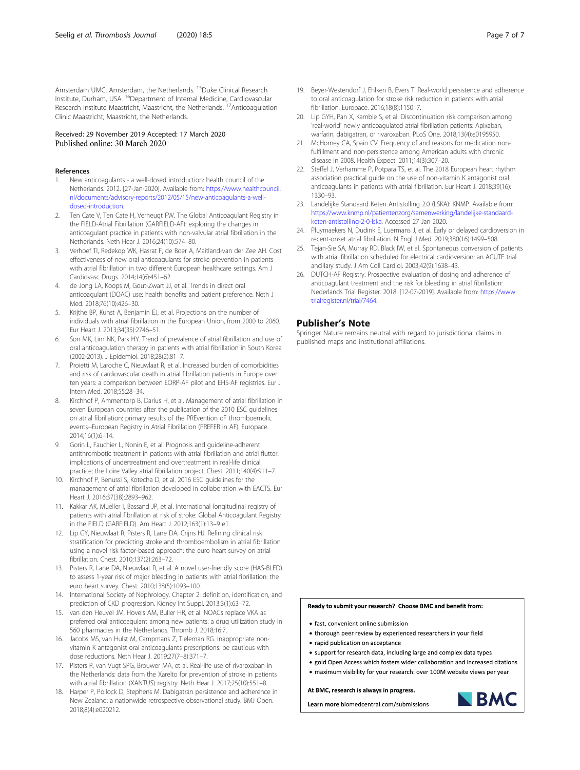Amsterdam UMC, Amsterdam, the Netherlands. [15]Duke Clinical Research Institute, Durham, USA. [16]Department of Internal Medicine, Cardiovascular Research Institute Maastricht, Maastricht, the Netherlands. [17]Anticoagulation Clinic Maastricht, Maastricht, the Netherlands.

Received: 29 November 2019 Accepted: 17 March 2020
Published online: 30 March 2020

## References

1. New anticoagulants - a well-dosed introduction: health council of the Netherlands. 2012. [27-Jan-2020]. Available from: https://www.healthcouncil.nl/documents/advisory-reports/2012/05/15/new-anticoagulants-a-well-dosed-introduction.
2. Ten Cate V, Ten Cate H, Verheugt FW. The Global Anticoagulant Registry in the FIELD-Atrial Fibrillation (GARFIELD-AF): exploring the changes in anticoagulant practice in patients with non-valvular atrial fibrillation in the Netherlands. Neth Hear J. 2016;24(10):574–80.
3. Verhoef TI, Redekop WK, Hasrat F, de Boer A, Maitland-van der Zee AH. Cost effectiveness of new oral anticoagulants for stroke prevention in patients with atrial fibrillation in two different European healthcare settings. Am J Cardiovasc Drugs. 2014;14(6):451–62.
4. de Jong LA, Koops M, Gout-Zwart JJ, et al. Trends in direct oral anticoagulant (DOAC) use: health benefits and patient preference. Neth J Med. 2018;76(10):426–30.
5. Krijthe BP, Kunst A, Benjamin EJ, et al. Projections on the number of individuals with atrial fibrillation in the European Union, from 2000 to 2060. Eur Heart J. 2013;34(35):2746–51.
6. Son MK, Lim NK, Park HY. Trend of prevalence of atrial fibrillation and use of oral anticoagulation therapy in patients with atrial fibrillation in South Korea (2002-2013). J Epidemiol. 2018;28(2):81–7.
7. Proietti M, Laroche C, Nieuwlaat R, et al. Increased burden of comorbidities and risk of cardiovascular death in atrial fibrillation patients in Europe over ten years: a comparison between EORP-AF pilot and EHS-AF registries. Eur J Intern Med. 2018;55:28–34.
8. Kirchhof P, Ammentorp B, Darius H, et al. Management of atrial fibrillation in seven European countries after the publication of the 2010 ESC guidelines on atrial fibrillation: primary results of the PREvention oF thromboemolic events--European Registry in Atrial Fibrillation (PREFER in AF). Europace. 2014;16(1):6–14.
9. Gorin L, Fauchier L, Nonin E, et al. Prognosis and guideline-adherent antithrombotic treatment in patients with atrial fibrillation and atrial flutter: implications of undertreatment and overtreatment in real-life clinical practice; the Loire Valley atrial fibrillation project. Chest. 2011;140(4):911–7.
10. Kirchhof P, Benussi S, Kotecha D, et al. 2016 ESC guidelines for the management of atrial fibrillation developed in collaboration with EACTS. Eur Heart J. 2016;37(38):2893–962.
11. Kakkar AK, Mueller I, Bassand JP, et al. International longitudinal registry of patients with atrial fibrillation at risk of stroke: Global Anticoagulant Registry in the FIELD (GARFIELD). Am Heart J. 2012;163(1):13–9 e1.
12. Lip GY, Nieuwlaat R, Pisters R, Lane DA, Crijns HJ. Refining clinical risk stratification for predicting stroke and thromboembolism in atrial fibrillation using a novel risk factor-based approach: the euro heart survey on atrial fibrillation. Chest. 2010;137(2):263–72.
13. Pisters R, Lane DA, Nieuwlaat R, et al. A novel user-friendly score (HAS-BLED) to assess 1-year risk of major bleeding in patients with atrial fibrillation: the euro heart survey. Chest. 2010;138(5):1093–100.
14. International Society of Nephrology. Chapter 2: definition, identification, and prediction of CKD progression. Kidney Int Suppl. 2013;3(1):63–72.
15. van den Heuvel JM, Hovels AM, Buller HR, et al. NOACs replace VKA as preferred oral anticoagulant among new patients: a drug utilization study in 560 pharmacies in the Netherlands. Thromb J. 2018;16:7.
16. Jacobs MS, van Hulst M, Campmans Z, Tieleman RG. Inappropriate non-vitamin K antagonist oral anticoagulants prescriptions: be cautious with dose reductions. Neth Hear J. 2019;27(7–8):371–7.
17. Pisters R, van Vugt SPG, Brouwer MA, et al. Real-life use of rivaroxaban in the Netherlands: data from the Xarelto for prevention of stroke in patients with atrial fibrillation (XANTUS) registry. Neth Hear J. 2017;25(10):551–8.
18. Harper P, Pollock D, Stephens M. Dabigatran persistence and adherence in New Zealand: a nationwide retrospective observational study. BMJ Open. 2018;8(4):e020212.
19. Beyer-Westendorf J, Ehlken B, Evers T. Real-world persistence and adherence to oral anticoagulation for stroke risk reduction in patients with atrial fibrillation. Europace. 2016;18(8):1150–7.
20. Lip GYH, Pan X, Kamble S, et al. Discontinuation risk comparison among 'real-world' newly anticoagulated atrial fibrillation patients: Apixaban, warfarin, dabigatran, or rivaroxaban. PLoS One. 2018;13(4):e0195950.
21. McHorney CA, Spain CV. Frequency of and reasons for medication non-fulfillment and non-persistence among American adults with chronic disease in 2008. Health Expect. 2011;14(3):307–20.
22. Steffel J, Verhamme P, Potpara TS, et al. The 2018 European heart rhythm association practical guide on the use of non-vitamin K antagonist oral anticoagulants in patients with atrial fibrillation. Eur Heart J. 2018;39(16):1330–93.
23. Landelijke Standaard Keten Antistolling 2.0 (LSKA): KNMP. Available from: https://www.knmp.nl/patientenzorg/samenwerking/landelijke-standaard-keten-antistolling-2-0-lska. Accessed 27 Jan 2020.
24. Pluymaekers N, Dudink E, Luermans J, et al. Early or delayed cardioversion in recent-onset atrial fibrillation. N Engl J Med. 2019;380(16):1499–508.
25. Tejan-Sie SA, Murray RD, Black IW, et al. Spontaneous conversion of patients with atrial fibrillation scheduled for electrical cardioversion: an ACUTE trial ancillary study. J Am Coll Cardiol. 2003;42(9):1638–43.
26. DUTCH-AF Registry. Prospective evaluation of dosing and adherence of anticoagulant treatment and the risk for bleeding in atrial fibrillation: Nederlands Trial Register. 2018. [12-07-2019]. Available from: https://www.trialregister.nl/trial/7464.

## Publisher's Note

Springer Nature remains neutral with regard to jurisdictional claims in published maps and institutional affiliations.

**Ready to submit your research? Choose BMC and benefit from:**

- fast, convenient online submission
- thorough peer review by experienced researchers in your field
- rapid publication on acceptance
- support for research data, including large and complex data types
- gold Open Access which fosters wider collaboration and increased citations
- maximum visibility for your research: over 100M website views per year

**At BMC, research is always in progress.**

**Learn more** biomedcentral.com/submissions

BMC